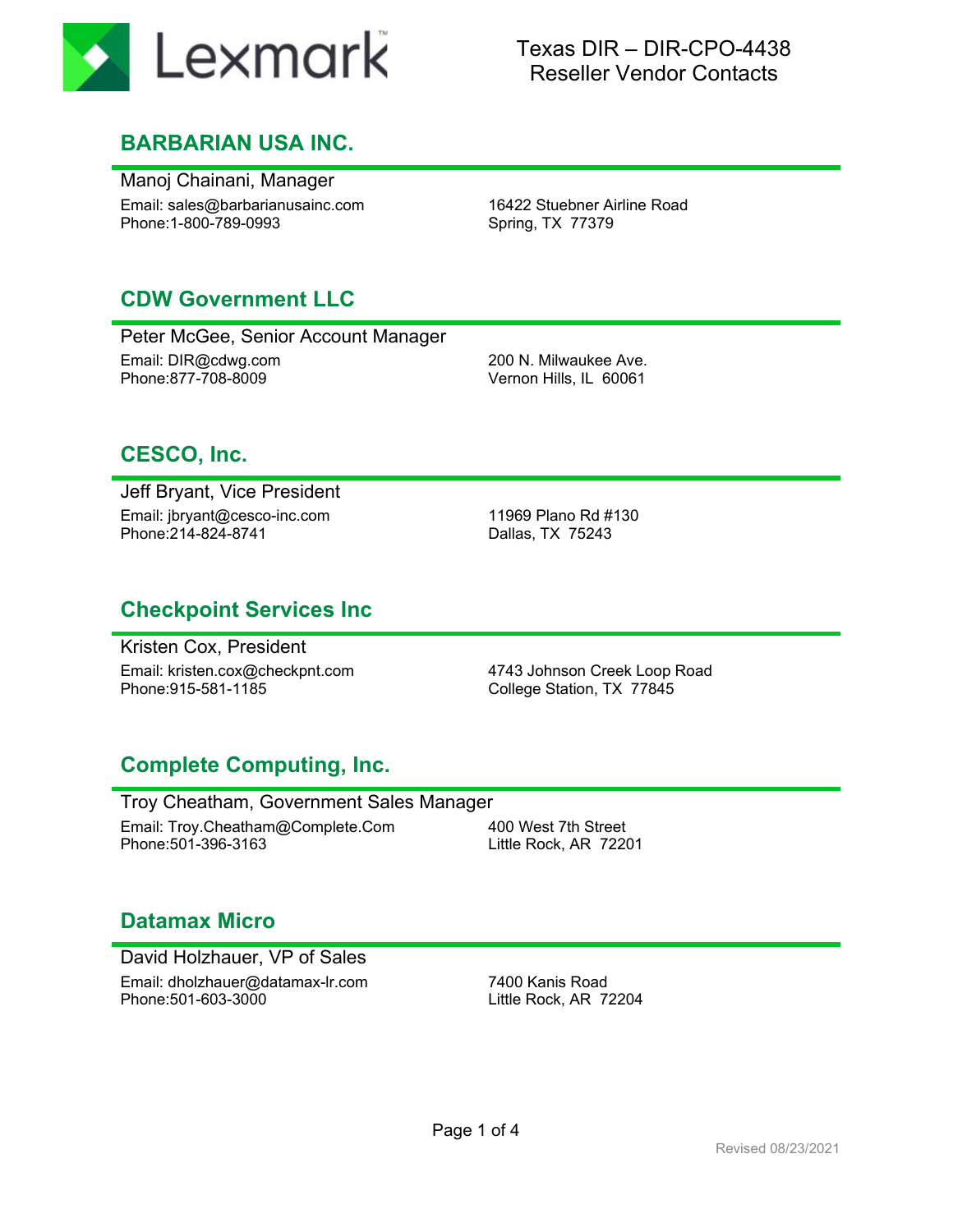# Lexmark

Texas DIR – DIR-CPO-4438
Reseller Vendor Contacts

## BARBARIAN USA INC.

Manoj Chainani, Manager

Email: sales@barbarianusainc.com
Phone:1-800-789-0993

16422 Stuebner Airline Road
Spring, TX 77379

## CDW Government LLC

Peter McGee, Senior Account Manager

Email: DIR@cdwg.com
Phone:877-708-8009

200 N. Milwaukee Ave.
Vernon Hills, IL 60061

## CESCO, Inc.

Jeff Bryant, Vice President

Email: jbryant@cesco-inc.com
Phone:214-824-8741

11969 Plano Rd #130
Dallas, TX 75243

## Checkpoint Services Inc

Kristen Cox, President

Email: kristen.cox@checkpnt.com
Phone:915-581-1185

4743 Johnson Creek Loop Road
College Station, TX 77845

## Complete Computing, Inc.

Troy Cheatham, Government Sales Manager

Email: Troy.Cheatham@Complete.Com
Phone:501-396-3163

400 West 7th Street
Little Rock, AR 72201

## Datamax Micro

David Holzhauer, VP of Sales

Email: dholzhauer@datamax-lr.com
Phone:501-603-3000

7400 Kanis Road
Little Rock, AR 72204

Revised 08/23/2021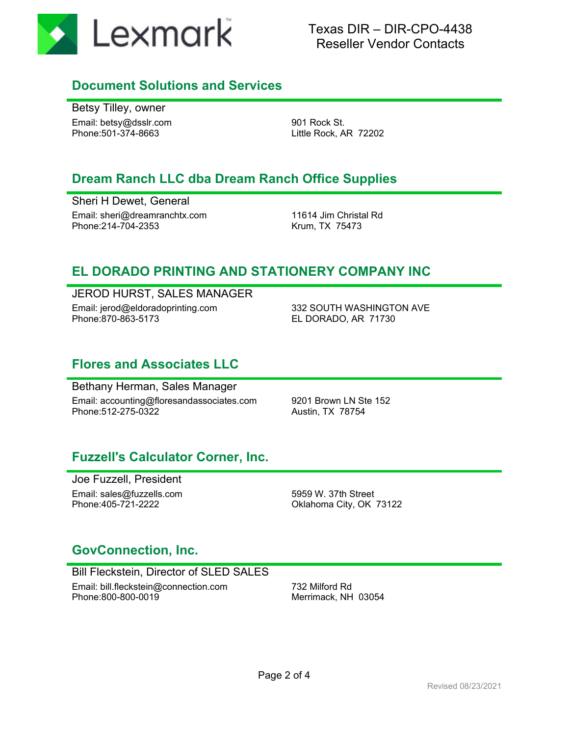## Document Solutions and Services

Betsy Tilley, owner

Email: betsy@dsslr.com
Phone:501-374-8663

901 Rock St.
Little Rock, AR 72202

## Dream Ranch LLC dba Dream Ranch Office Supplies

Sheri H Dewet, General

Email: sheri@dreamranchtx.com
Phone:214-704-2353

11614 Jim Christal Rd
Krum, TX 75473

## EL DORADO PRINTING AND STATIONERY COMPANY INC

JEROD HURST, SALES MANAGER

Email: jerod@eldoradoprinting.com
Phone:870-863-5173

332 SOUTH WASHINGTON AVE
EL DORADO, AR 71730

## Flores and Associates LLC

Bethany Herman, Sales Manager

Email: accounting@floresandassociates.com
Phone:512-275-0322

9201 Brown LN Ste 152
Austin, TX 78754

## Fuzzell's Calculator Corner, Inc.

Joe Fuzzell, President

Email: sales@fuzzells.com
Phone:405-721-2222

5959 W. 37th Street
Oklahoma City, OK 73122

## GovConnection, Inc.

Bill Fleckstein, Director of SLED SALES

Email: bill.fleckstein@connection.com
Phone:800-800-0019

732 Milford Rd
Merrimack, NH 03054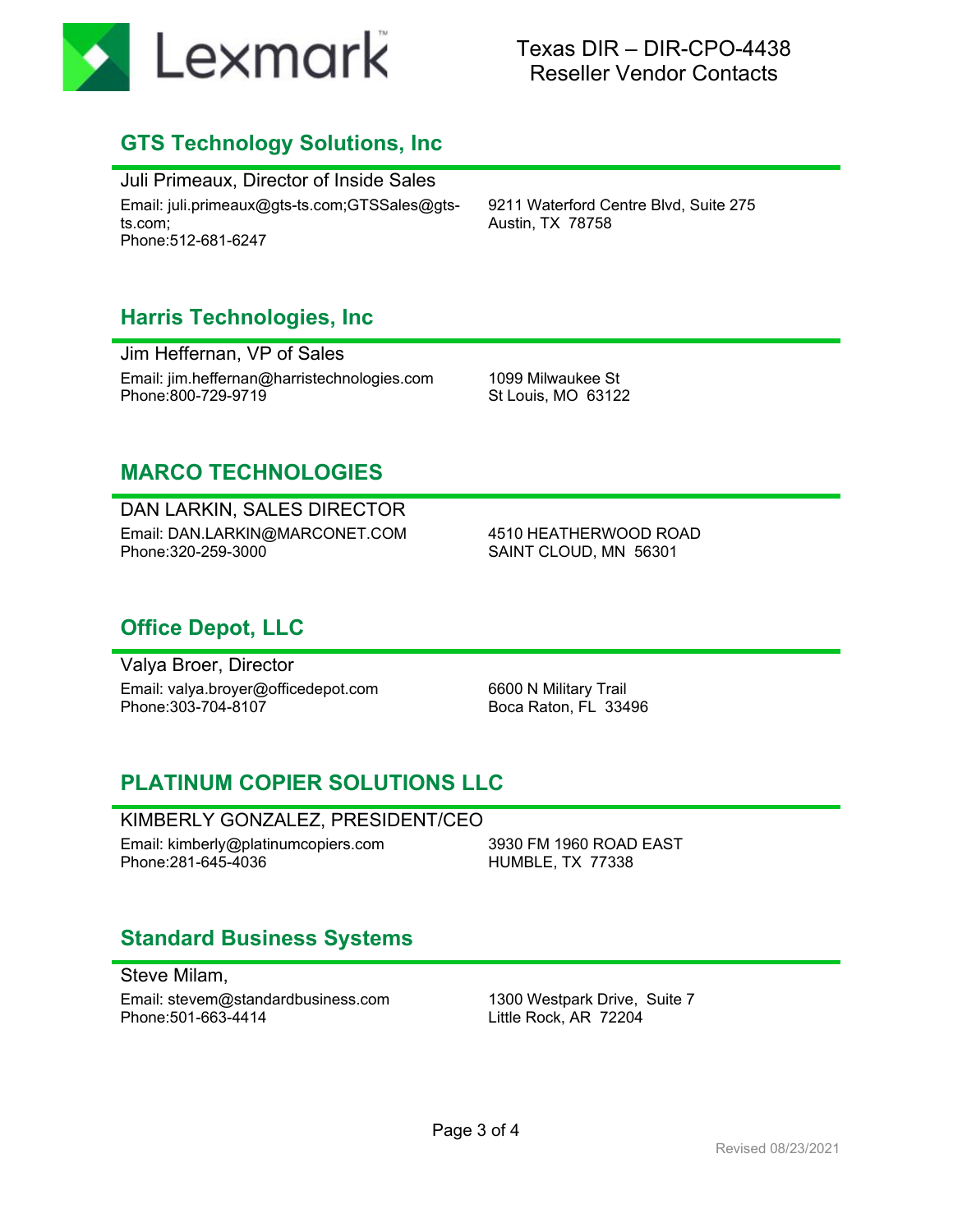Texas DIR – DIR-CPO-4438
Reseller Vendor Contacts

## GTS Technology Solutions, Inc

Juli Primeaux, Director of Inside Sales

Email: juli.primeaux@gts-ts.com;GTSSales@gts-ts.com;
Phone:512-681-6247

9211 Waterford Centre Blvd, Suite 275
Austin, TX 78758

## Harris Technologies, Inc

Jim Heffernan, VP of Sales

Email: jim.heffernan@harristechnologies.com
Phone:800-729-9719

1099 Milwaukee St
St Louis, MO 63122

## MARCO TECHNOLOGIES

DAN LARKIN, SALES DIRECTOR

Email: DAN.LARKIN@MARCONET.COM
Phone:320-259-3000

4510 HEATHERWOOD ROAD
SAINT CLOUD, MN 56301

## Office Depot, LLC

Valya Broer, Director

Email: valya.broyer@officedepot.com
Phone:303-704-8107

6600 N Military Trail
Boca Raton, FL 33496

## PLATINUM COPIER SOLUTIONS LLC

KIMBERLY GONZALEZ, PRESIDENT/CEO

Email: kimberly@platinumcopiers.com
Phone:281-645-4036

3930 FM 1960 ROAD EAST
HUMBLE, TX 77338

## Standard Business Systems

Steve Milam,

Email: stevem@standardbusiness.com
Phone:501-663-4414

1300 Westpark Drive, Suite 7
Little Rock, AR 72204

Revised 08/23/2021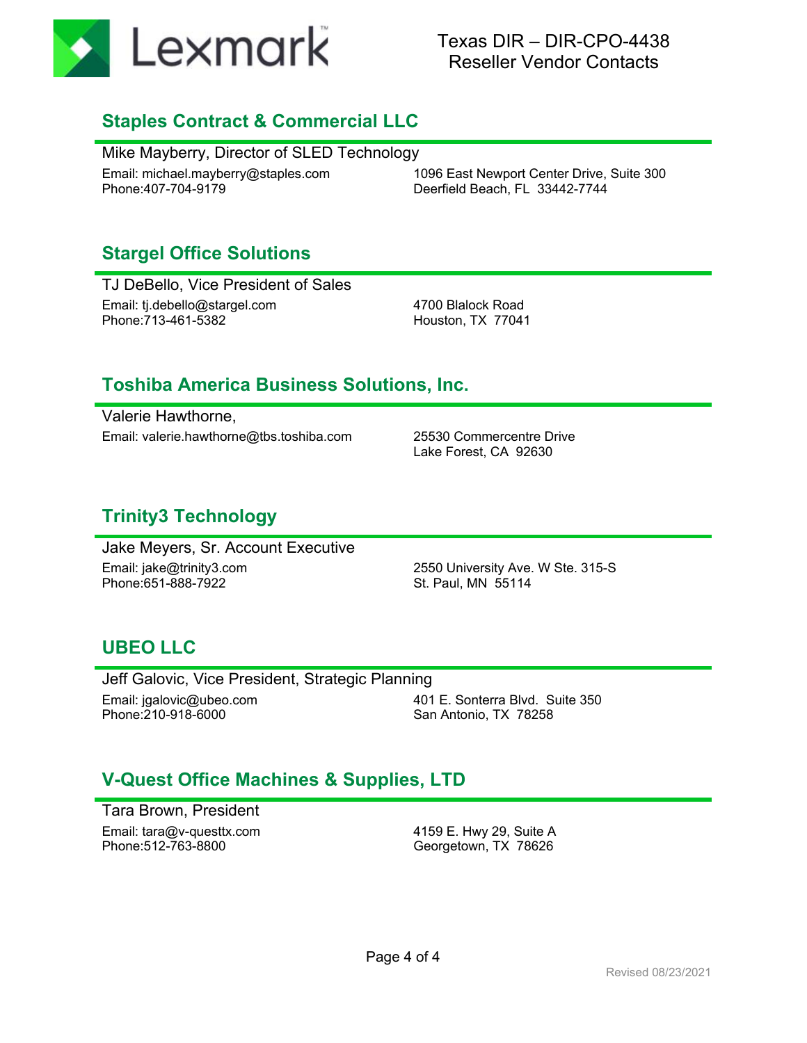## Staples Contract & Commercial LLC

Mike Mayberry, Director of SLED Technology

Email: michael.mayberry@staples.com
Phone:407-704-9179

1096 East Newport Center Drive, Suite 300
Deerfield Beach, FL 33442-7744

## Stargel Office Solutions

TJ DeBello, Vice President of Sales

Email: tj.debello@stargel.com
Phone:713-461-5382

4700 Blalock Road
Houston, TX 77041

## Toshiba America Business Solutions, Inc.

Valerie Hawthorne,

Email: valerie.hawthorne@tbs.toshiba.com

25530 Commercentre Drive
Lake Forest, CA 92630

## Trinity3 Technology

Jake Meyers, Sr. Account Executive

Email: jake@trinity3.com
Phone:651-888-7922

2550 University Ave. W Ste. 315-S
St. Paul, MN 55114

## UBEO LLC

Jeff Galovic, Vice President, Strategic Planning

Email: jgalovic@ubeo.com
Phone:210-918-6000

401 E. Sonterra Blvd. Suite 350
San Antonio, TX 78258

## V-Quest Office Machines & Supplies, LTD

Tara Brown, President

Email: tara@v-questtx.com
Phone:512-763-8800

4159 E. Hwy 29, Suite A
Georgetown, TX 78626

Revised 08/23/2021